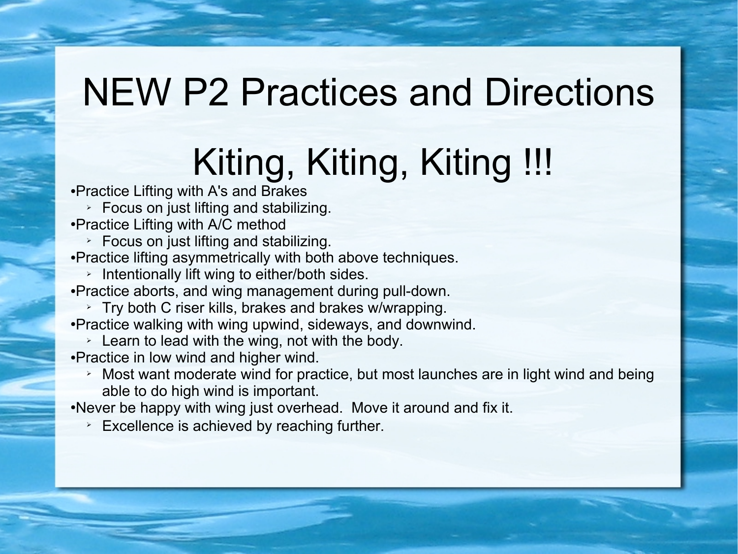# NEW P2 Practices and Directions

## Kiting, Kiting, Kiting !!!

- Practice Lifting with A's and Brakes
  - Focus on just lifting and stabilizing.
- Practice Lifting with A/C method
  - Focus on just lifting and stabilizing.
- Practice lifting asymmetrically with both above techniques.
  - Intentionally lift wing to either/both sides.
- Practice aborts, and wing management during pull-down.
  - Try both C riser kills, brakes and brakes w/wrapping.
- Practice walking with wing upwind, sideways, and downwind.
  - Learn to lead with the wing, not with the body.
- Practice in low wind and higher wind.
  - Most want moderate wind for practice, but most launches are in light wind and being able to do high wind is important.
- Never be happy with wing just overhead. Move it around and fix it.
  - Excellence is achieved by reaching further.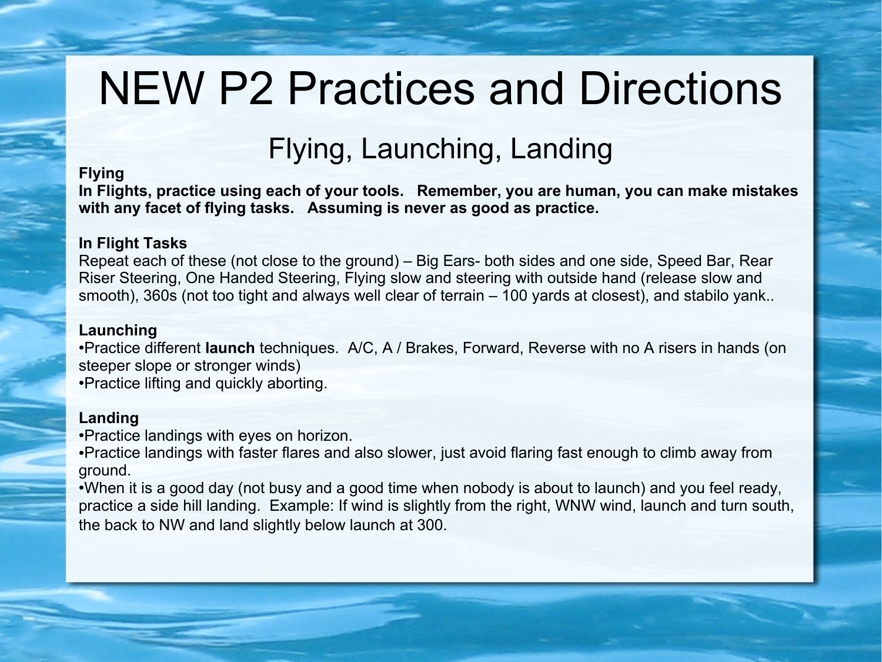# NEW P2 Practices and Directions

## Flying, Launching, Landing

**Flying**

**In Flights, practice using each of your tools. Remember, you are human, you can make mistakes with any facet of flying tasks. Assuming is never as good as practice.**

**In Flight Tasks**

Repeat each of these (not close to the ground) – Big Ears- both sides and one side, Speed Bar, Rear Riser Steering, One Handed Steering, Flying slow and steering with outside hand (release slow and smooth), 360s (not too tight and always well clear of terrain – 100 yards at closest), and stabilo yank..

**Launching**

- Practice different **launch** techniques. A/C, A / Brakes, Forward, Reverse with no A risers in hands (on steeper slope or stronger winds)
- Practice lifting and quickly aborting.

**Landing**

- Practice landings with eyes on horizon.
- Practice landings with faster flares and also slower, just avoid flaring fast enough to climb away from ground.
- When it is a good day (not busy and a good time when nobody is about to launch) and you feel ready, practice a side hill landing. Example: If wind is slightly from the right, WNW wind, launch and turn south, the back to NW and land slightly below launch at 300.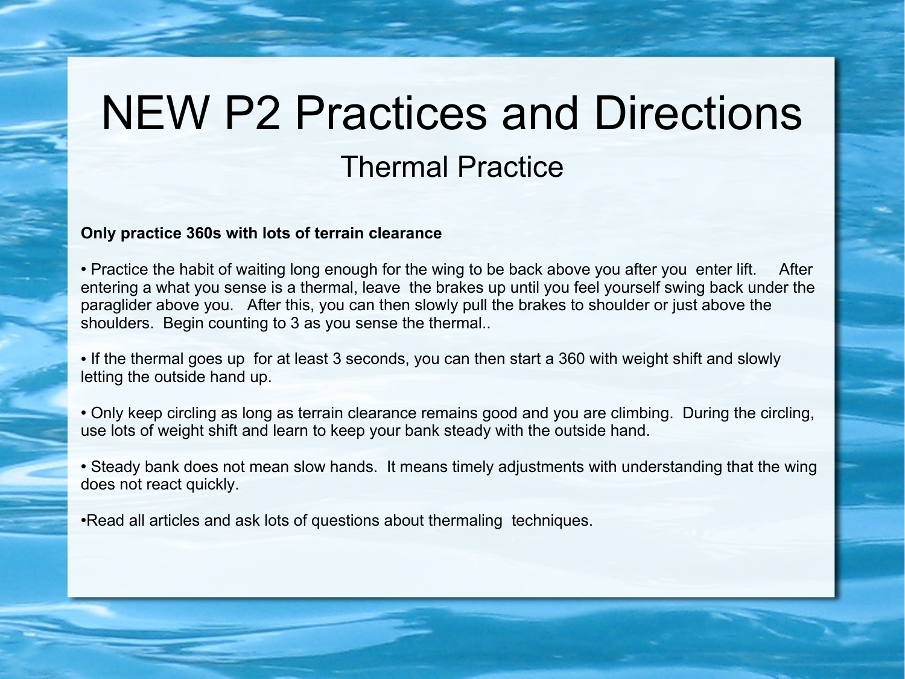# NEW P2 Practices and Directions

## Thermal Practice

**Only practice 360s with lots of terrain clearance**

- Practice the habit of waiting long enough for the wing to be back above you after you enter lift. After entering a what you sense is a thermal, leave the brakes up until you feel yourself swing back under the paraglider above you. After this, you can then slowly pull the brakes to shoulder or just above the shoulders. Begin counting to 3 as you sense the thermal..

- If the thermal goes up for at least 3 seconds, you can then start a 360 with weight shift and slowly letting the outside hand up.

- Only keep circling as long as terrain clearance remains good and you are climbing. During the circling, use lots of weight shift and learn to keep your bank steady with the outside hand.

- Steady bank does not mean slow hands. It means timely adjustments with understanding that the wing does not react quickly.

- Read all articles and ask lots of questions about thermaling techniques.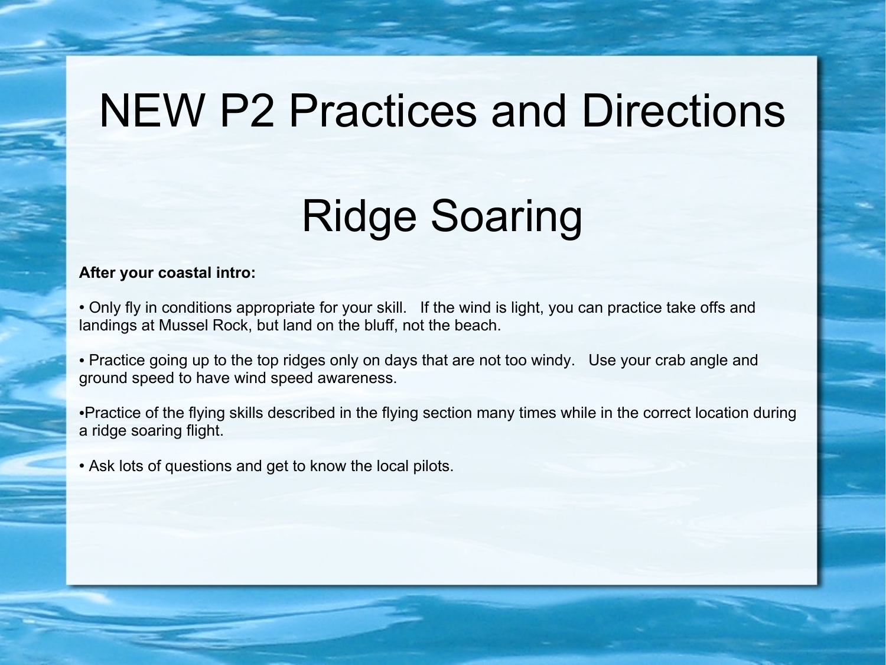# NEW P2 Practices and Directions

# Ridge Soaring

**After your coastal intro:**

- Only fly in conditions appropriate for your skill. If the wind is light, you can practice take offs and landings at Mussel Rock, but land on the bluff, not the beach.

- Practice going up to the top ridges only on days that are not too windy. Use your crab angle and ground speed to have wind speed awareness.

- Practice of the flying skills described in the flying section many times while in the correct location during a ridge soaring flight.

- Ask lots of questions and get to know the local pilots.